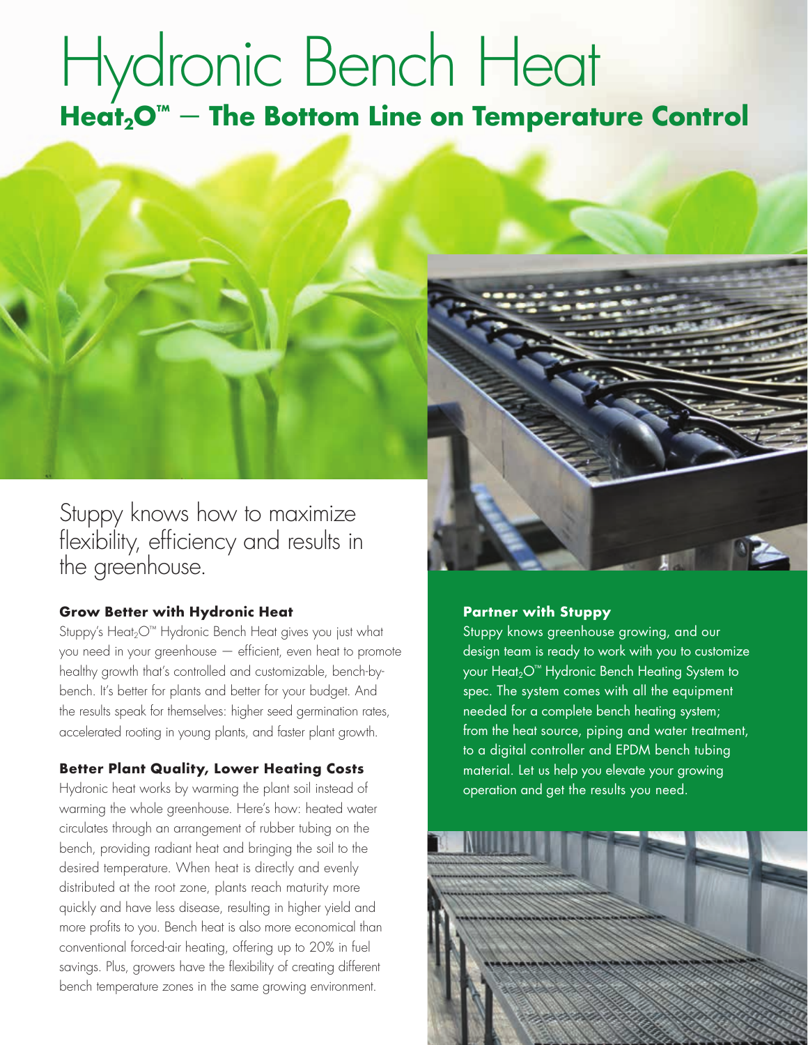# Hydronic Bench Heat

## Heat$_2$O™ — The Bottom Line on Temperature Control

Stuppy knows how to maximize flexibility, efficiency and results in the greenhouse.

### Grow Better with Hydronic Heat

Stuppy's Heat$_2$O™ Hydronic Bench Heat gives you just what you need in your greenhouse — efficient, even heat to promote healthy growth that's controlled and customizable, bench-by-bench. It's better for plants and better for your budget. And the results speak for themselves: higher seed germination rates, accelerated rooting in young plants, and faster plant growth.

### Better Plant Quality, Lower Heating Costs

Hydronic heat works by warming the plant soil instead of warming the whole greenhouse. Here's how: heated water circulates through an arrangement of rubber tubing on the bench, providing radiant heat and bringing the soil to the desired temperature. When heat is directly and evenly distributed at the root zone, plants reach maturity more quickly and have less disease, resulting in higher yield and more profits to you. Bench heat is also more economical than conventional forced-air heating, offering up to 20% in fuel savings. Plus, growers have the flexibility of creating different bench temperature zones in the same growing environment.

### Partner with Stuppy

Stuppy knows greenhouse growing, and our design team is ready to work with you to customize your Heat$_2$O™ Hydronic Bench Heating System to spec. The system comes with all the equipment needed for a complete bench heating system; from the heat source, piping and water treatment, to a digital controller and EPDM bench tubing material. Let us help you elevate your growing operation and get the results you need.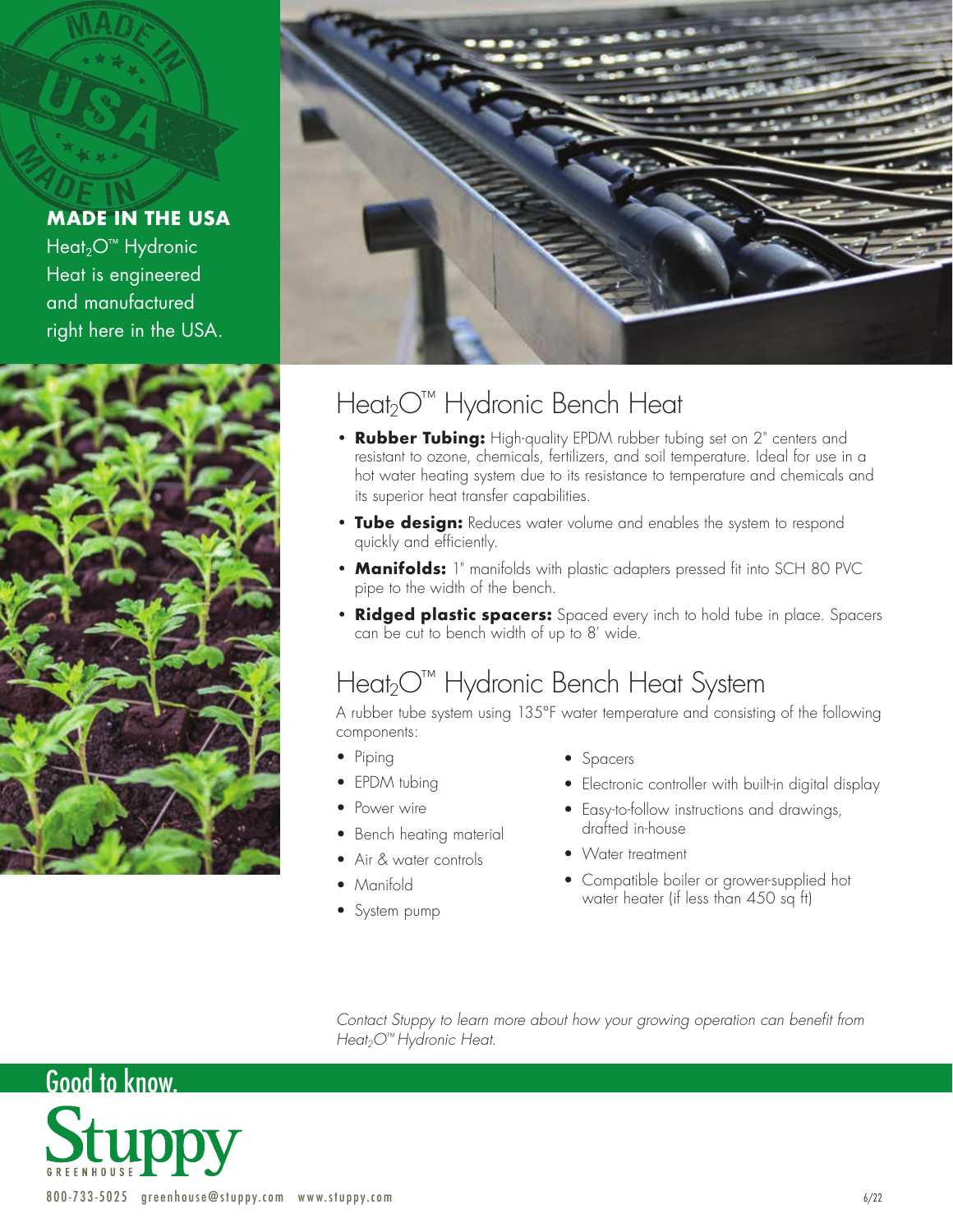**MADE IN THE USA**

Heat$_2$O™ Hydronic Heat is engineered and manufactured right here in the USA.

## Heat$_2$O™ Hydronic Bench Heat

- **Rubber Tubing:** High-quality EPDM rubber tubing set on 2" centers and resistant to ozone, chemicals, fertilizers, and soil temperature. Ideal for use in a hot water heating system due to its resistance to temperature and chemicals and its superior heat transfer capabilities.
- **Tube design:** Reduces water volume and enables the system to respond quickly and efficiently.
- **Manifolds:** 1" manifolds with plastic adapters pressed fit into SCH 80 PVC pipe to the width of the bench.
- **Ridged plastic spacers:** Spaced every inch to hold tube in place. Spacers can be cut to bench width of up to 8' wide.

## Heat$_2$O™ Hydronic Bench Heat System

A rubber tube system using 135°F water temperature and consisting of the following components:

- Piping
- EPDM tubing
- Power wire
- Bench heating material
- Air & water controls
- Manifold
- System pump
- Spacers
- Electronic controller with built-in digital display
- Easy-to-follow instructions and drawings, drafted in-house
- Water treatment
- Compatible boiler or grower-supplied hot water heater (if less than 450 sq ft)

*Contact Stuppy to learn more about how your growing operation can benefit from Heat$_2$O™ Hydronic Heat.*

Good to know.

Stuppy GREENHOUSE

800-733-5025 greenhouse@stuppy.com www.stuppy.com

6/22